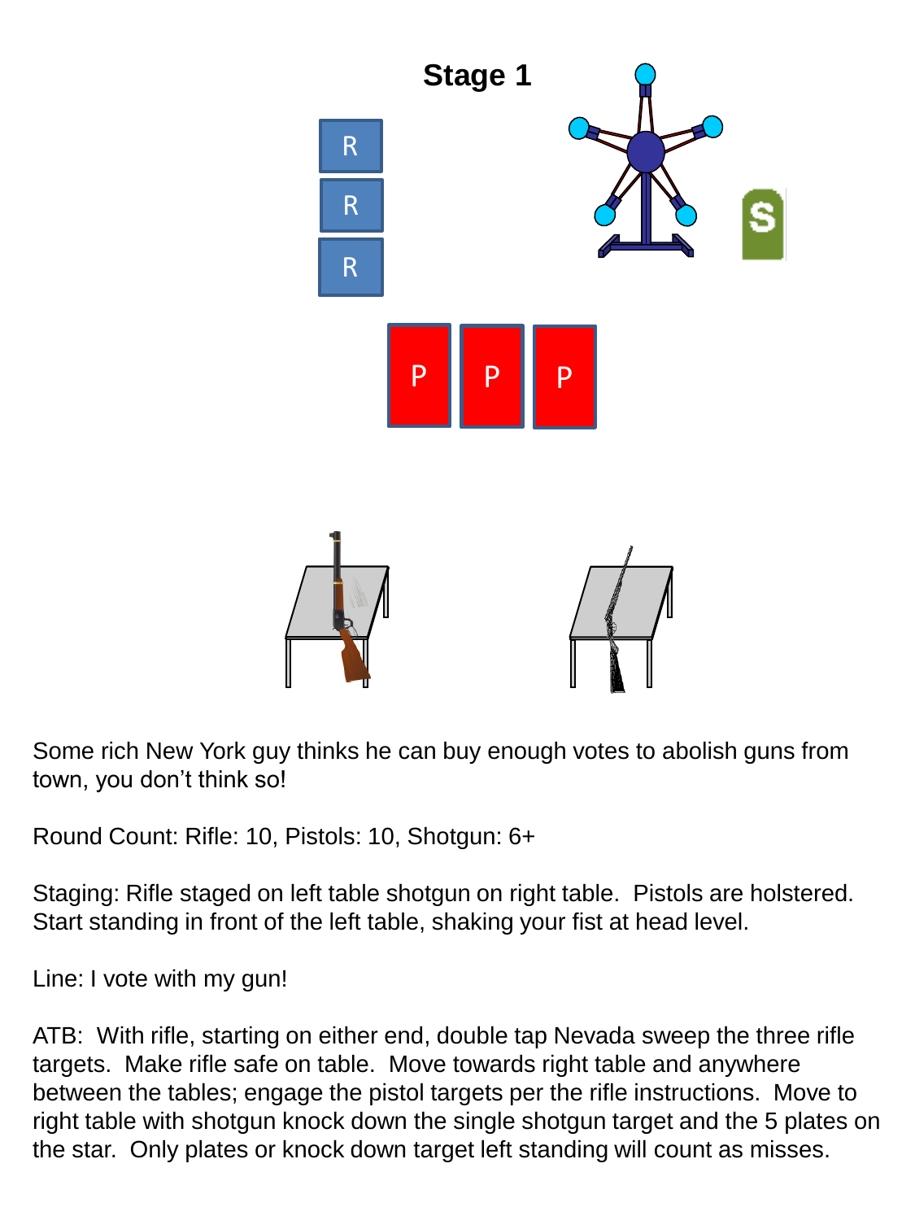# Stage 1

Some rich New York guy thinks he can buy enough votes to abolish guns from town, you don't think so!

Round Count: Rifle: 10, Pistols: 10, Shotgun: 6+

Staging: Rifle staged on left table shotgun on right table. Pistols are holstered. Start standing in front of the left table, shaking your fist at head level.

Line: I vote with my gun!

ATB: With rifle, starting on either end, double tap Nevada sweep the three rifle targets. Make rifle safe on table. Move towards right table and anywhere between the tables; engage the pistol targets per the rifle instructions. Move to right table with shotgun knock down the single shotgun target and the 5 plates on the star. Only plates or knock down target left standing will count as misses.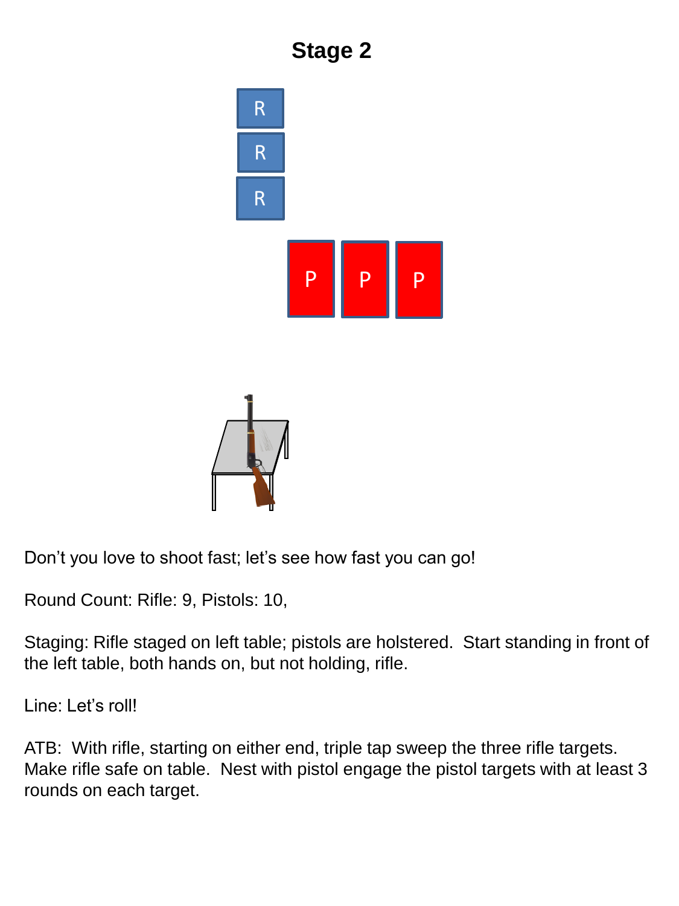# Stage 2

Don't you love to shoot fast; let's see how fast you can go!

Round Count: Rifle: 9, Pistols: 10,

Staging: Rifle staged on left table; pistols are holstered. Start standing in front of the left table, both hands on, but not holding, rifle.

Line: Let's roll!

ATB: With rifle, starting on either end, triple tap sweep the three rifle targets. Make rifle safe on table. Nest with pistol engage the pistol targets with at least 3 rounds on each target.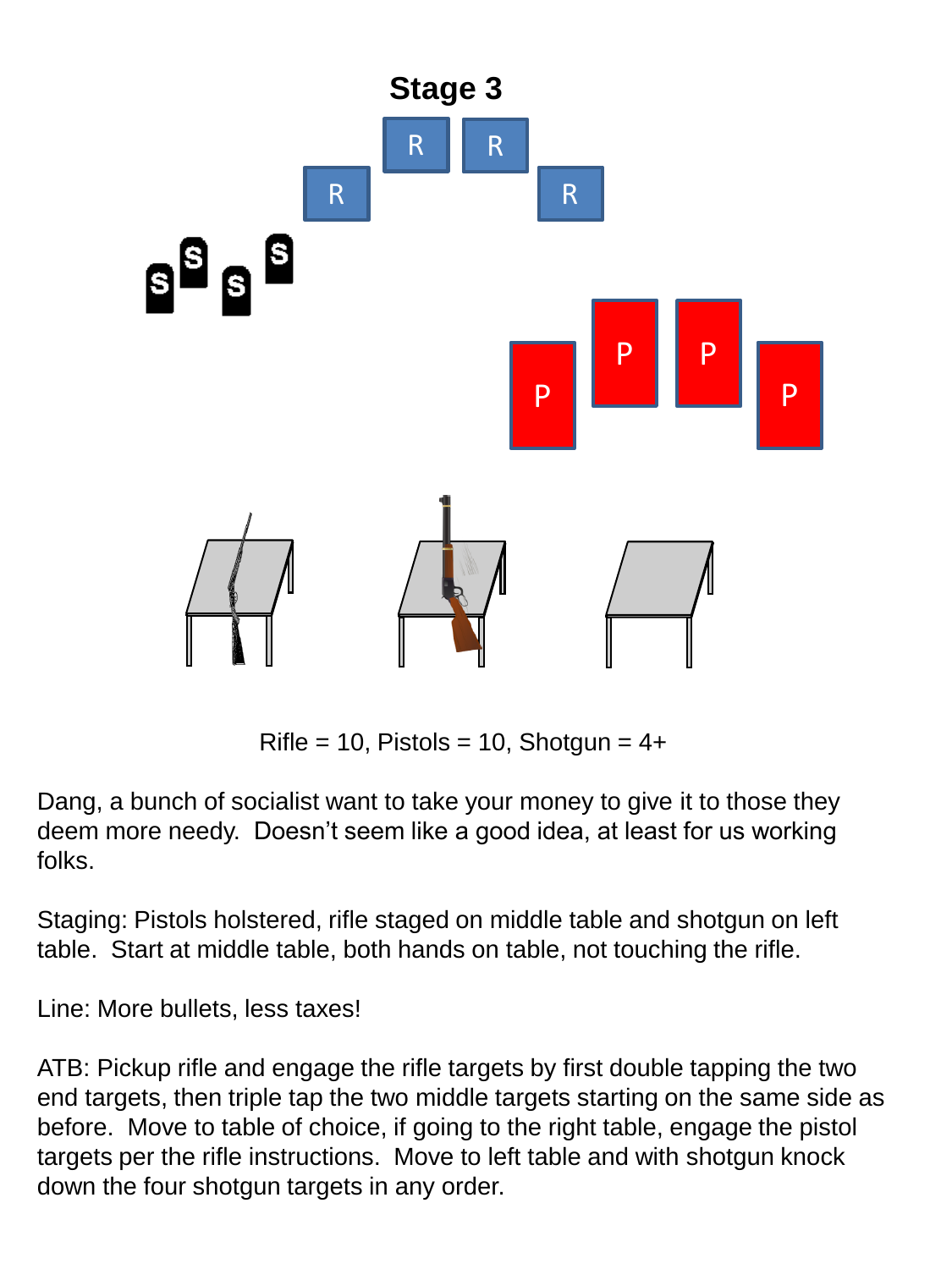# Stage 3

Rifle = 10, Pistols = 10, Shotgun = 4+

Dang, a bunch of socialist want to take your money to give it to those they deem more needy. Doesn't seem like a good idea, at least for us working folks.

Staging: Pistols holstered, rifle staged on middle table and shotgun on left table. Start at middle table, both hands on table, not touching the rifle.

Line: More bullets, less taxes!

ATB: Pickup rifle and engage the rifle targets by first double tapping the two end targets, then triple tap the two middle targets starting on the same side as before. Move to table of choice, if going to the right table, engage the pistol targets per the rifle instructions. Move to left table and with shotgun knock down the four shotgun targets in any order.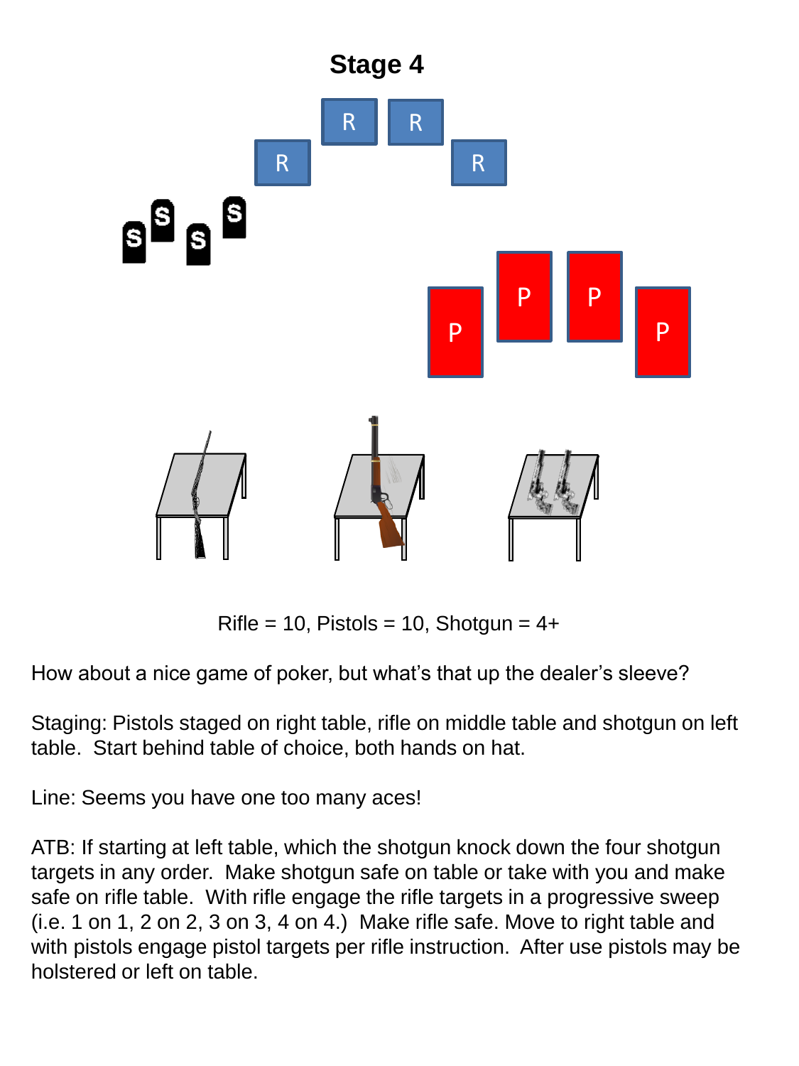# Stage 4

Rifle = 10, Pistols = 10, Shotgun = 4+

How about a nice game of poker, but what's that up the dealer's sleeve?

Staging: Pistols staged on right table, rifle on middle table and shotgun on left table. Start behind table of choice, both hands on hat.

Line: Seems you have one too many aces!

ATB: If starting at left table, which the shotgun knock down the four shotgun targets in any order. Make shotgun safe on table or take with you and make safe on rifle table. With rifle engage the rifle targets in a progressive sweep (i.e. 1 on 1, 2 on 2, 3 on 3, 4 on 4.) Make rifle safe. Move to right table and with pistols engage pistol targets per rifle instruction. After use pistols may be holstered or left on table.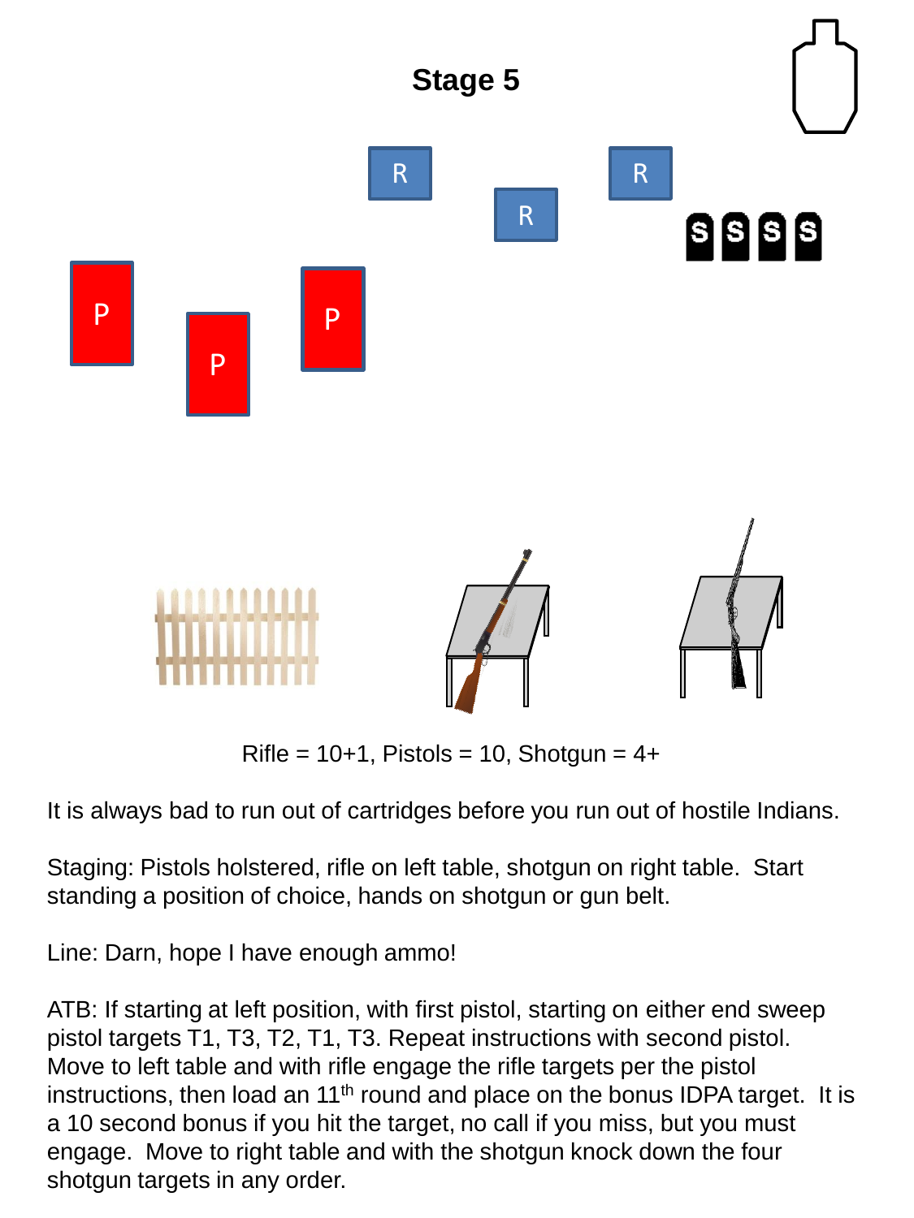# Stage 5

Rifle = 10+1, Pistols = 10, Shotgun = 4+

It is always bad to run out of cartridges before you run out of hostile Indians.

Staging: Pistols holstered, rifle on left table, shotgun on right table. Start standing a position of choice, hands on shotgun or gun belt.

Line: Darn, hope I have enough ammo!

ATB: If starting at left position, with first pistol, starting on either end sweep pistol targets T1, T3, T2, T1, T3. Repeat instructions with second pistol. Move to left table and with rifle engage the rifle targets per the pistol instructions, then load an 11th round and place on the bonus IDPA target. It is a 10 second bonus if you hit the target, no call if you miss, but you must engage. Move to right table and with the shotgun knock down the four shotgun targets in any order.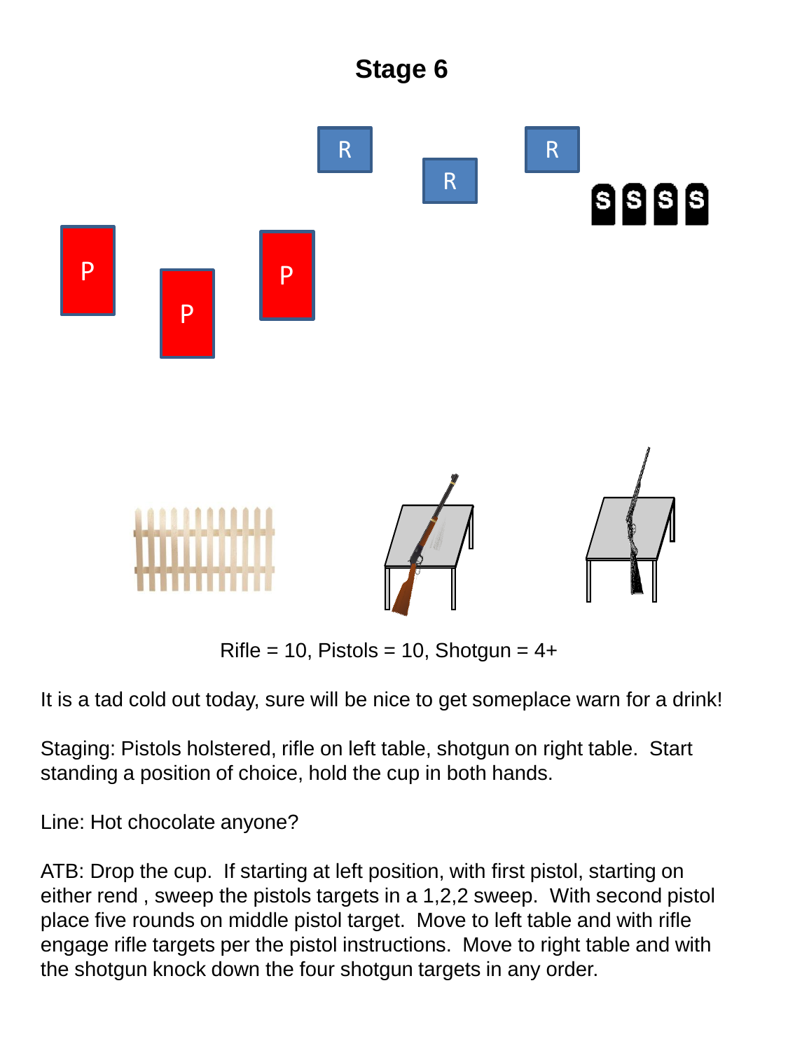# Stage 6

R R R

S S S S

P P P

Rifle = 10, Pistols = 10, Shotgun = 4+

It is a tad cold out today, sure will be nice to get someplace warn for a drink!

Staging: Pistols holstered, rifle on left table, shotgun on right table. Start standing a position of choice, hold the cup in both hands.

Line: Hot chocolate anyone?

ATB: Drop the cup. If starting at left position, with first pistol, starting on either rend , sweep the pistols targets in a 1,2,2 sweep. With second pistol place five rounds on middle pistol target. Move to left table and with rifle engage rifle targets per the pistol instructions. Move to right table and with the shotgun knock down the four shotgun targets in any order.